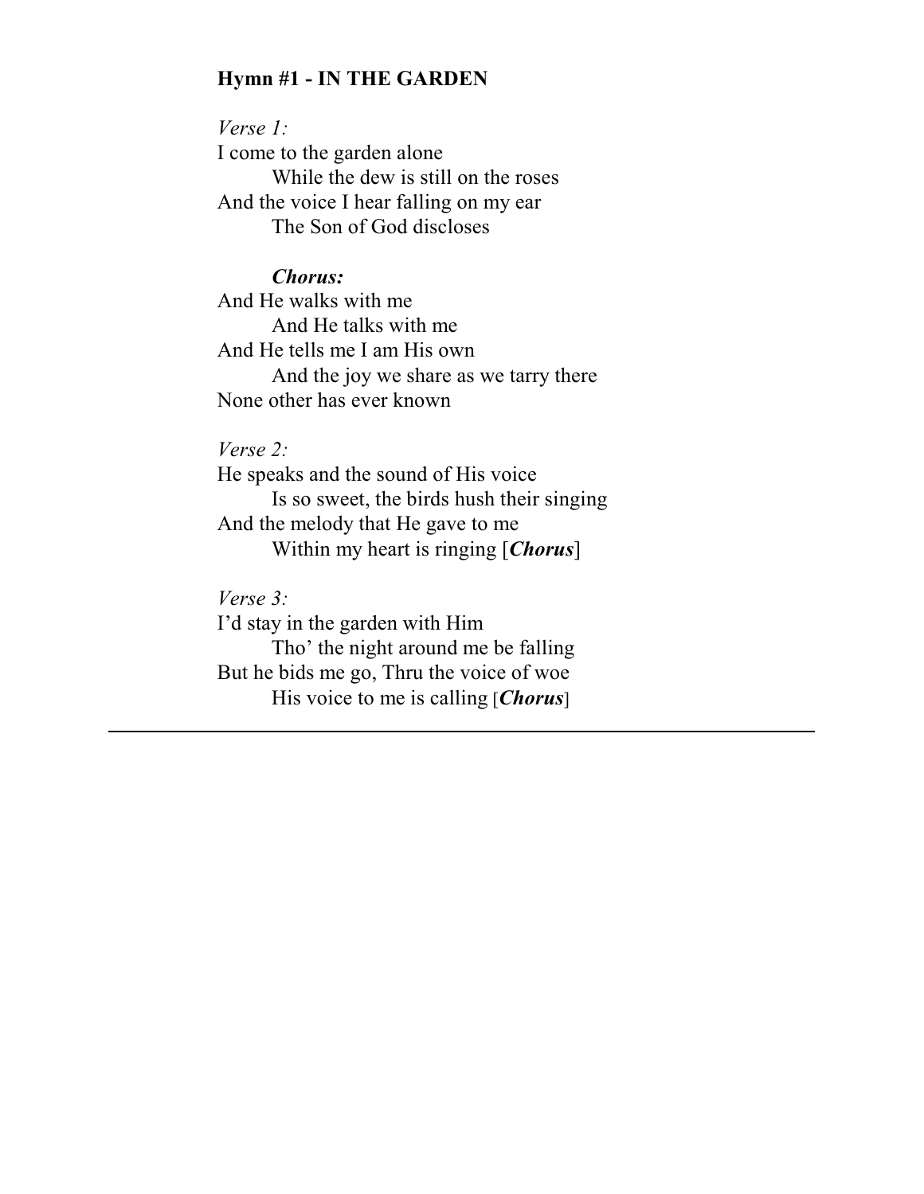**Hymn #1 - IN THE GARDEN**

*Verse 1:*
I come to the garden alone
While the dew is still on the roses
And the voice I hear falling on my ear
The Son of God discloses

***Chorus:***
And He walks with me
And He talks with me
And He tells me I am His own
And the joy we share as we tarry there
None other has ever known

*Verse 2:*
He speaks and the sound of His voice
Is so sweet, the birds hush their singing
And the melody that He gave to me
Within my heart is ringing [***Chorus***]

*Verse 3:*
I'd stay in the garden with Him
Tho' the night around me be falling
But he bids me go, Thru the voice of woe
His voice to me is calling [***Chorus***]

---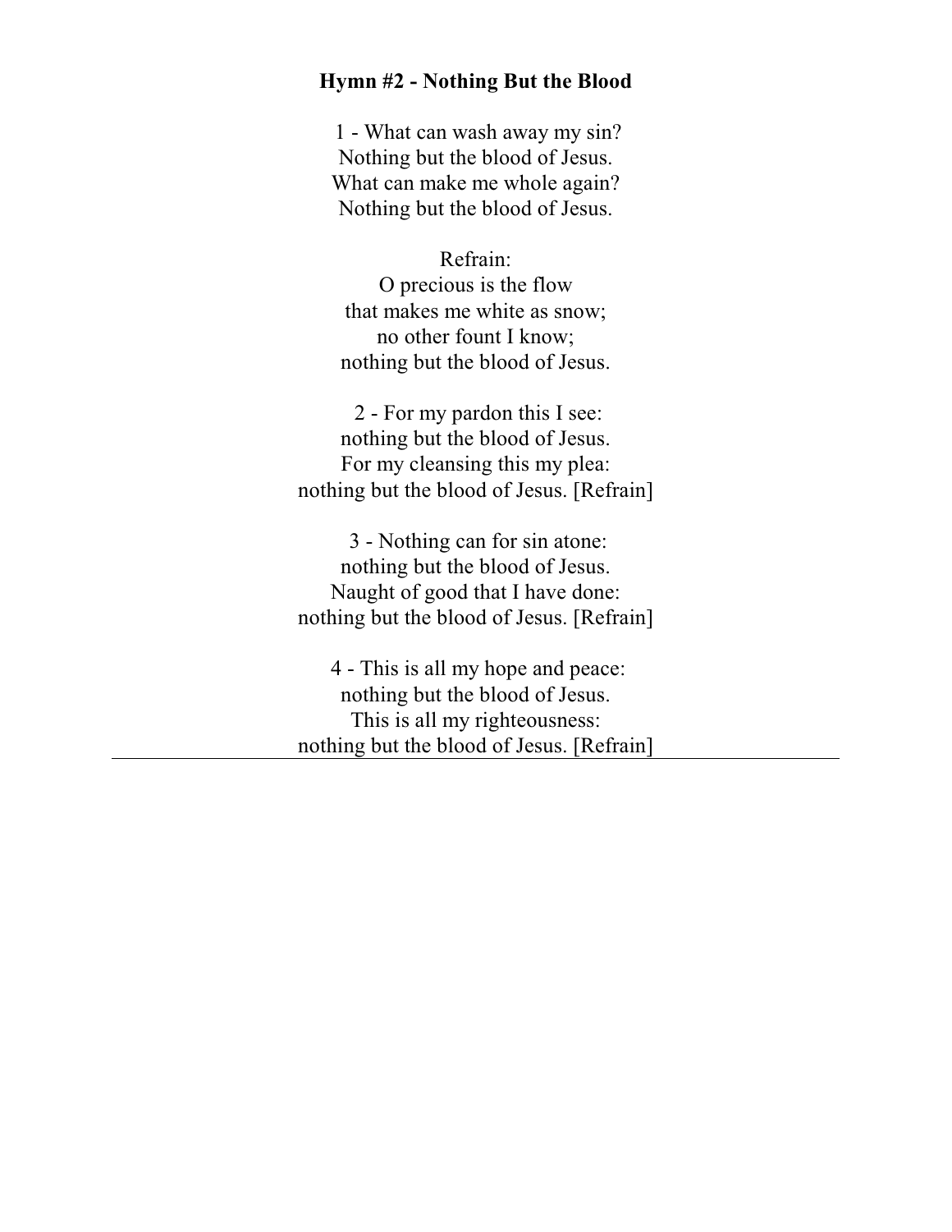**Hymn #2 - Nothing But the Blood**

1 - What can wash away my sin?  
Nothing but the blood of Jesus.  
What can make me whole again?  
Nothing but the blood of Jesus.

Refrain:  
O precious is the flow  
that makes me white as snow;  
no other fount I know;  
nothing but the blood of Jesus.

2 - For my pardon this I see:  
nothing but the blood of Jesus.  
For my cleansing this my plea:  
nothing but the blood of Jesus. [Refrain]

3 - Nothing can for sin atone:  
nothing but the blood of Jesus.  
Naught of good that I have done:  
nothing but the blood of Jesus. [Refrain]

4 - This is all my hope and peace:  
nothing but the blood of Jesus.  
This is all my righteousness:  
nothing but the blood of Jesus. [Refrain]

---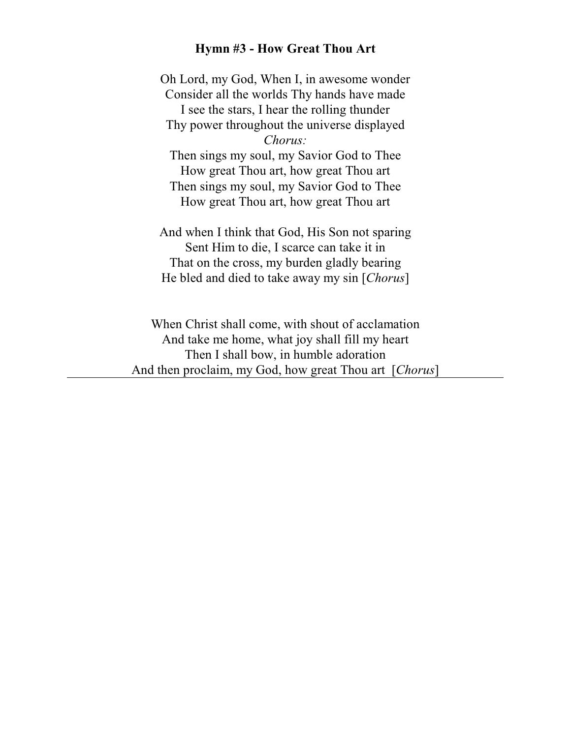**Hymn #3 - How Great Thou Art**

Oh Lord, my God, When I, in awesome wonder  
Consider all the worlds Thy hands have made  
I see the stars, I hear the rolling thunder  
Thy power throughout the universe displayed  
*Chorus:*  
Then sings my soul, my Savior God to Thee  
How great Thou art, how great Thou art  
Then sings my soul, my Savior God to Thee  
How great Thou art, how great Thou art

And when I think that God, His Son not sparing  
Sent Him to die, I scarce can take it in  
That on the cross, my burden gladly bearing  
He bled and died to take away my sin [*Chorus*]

When Christ shall come, with shout of acclamation  
And take me home, what joy shall fill my heart  
Then I shall bow, in humble adoration  
And then proclaim, my God, how great Thou art [*Chorus*]

---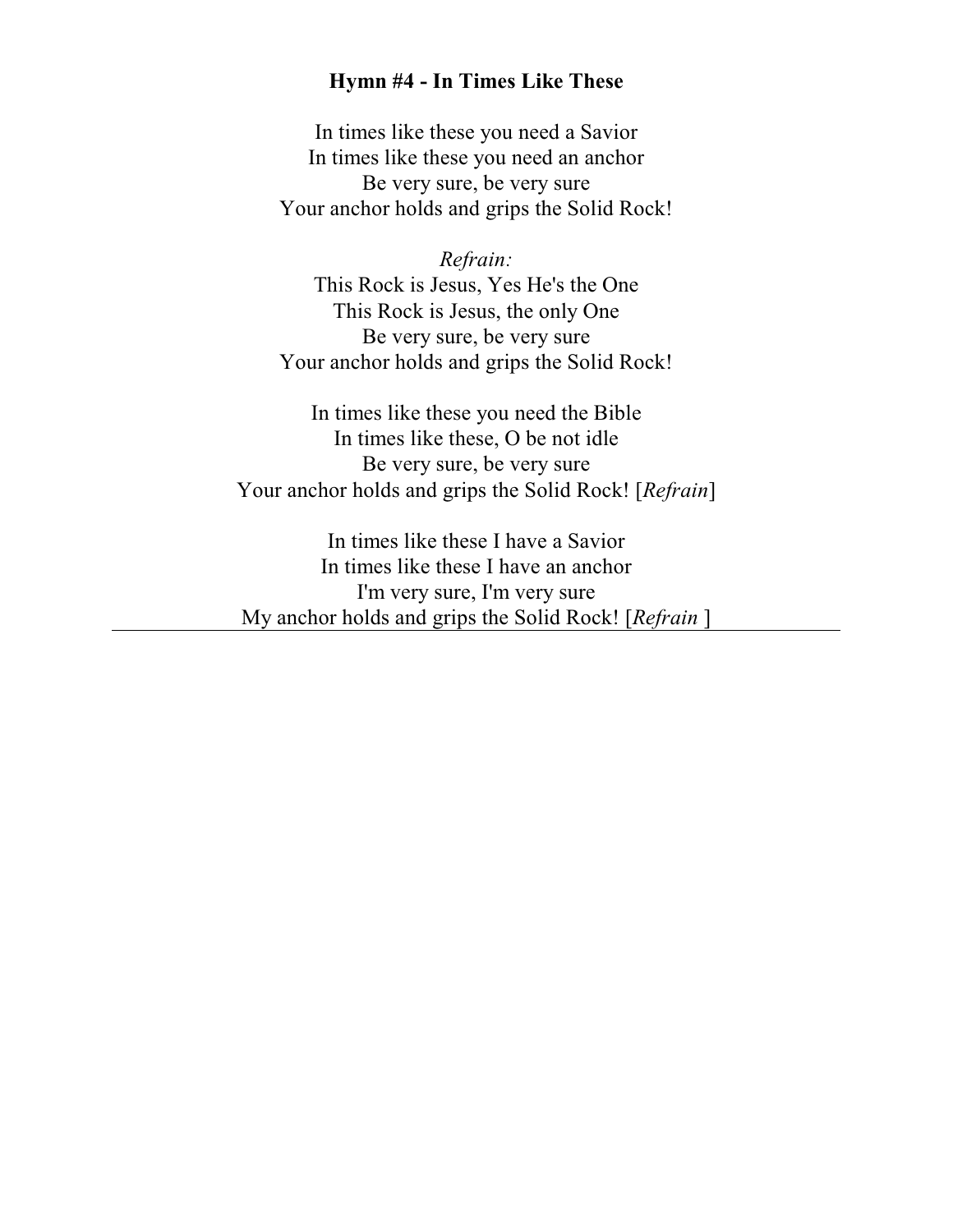**Hymn #4 - In Times Like These**

In times like these you need a Savior
In times like these you need an anchor
Be very sure, be very sure
Your anchor holds and grips the Solid Rock!

*Refrain:*
This Rock is Jesus, Yes He's the One
This Rock is Jesus, the only One
Be very sure, be very sure
Your anchor holds and grips the Solid Rock!

In times like these you need the Bible
In times like these, O be not idle
Be very sure, be very sure
Your anchor holds and grips the Solid Rock! [*Refrain*]

In times like these I have a Savior
In times like these I have an anchor
I'm very sure, I'm very sure
My anchor holds and grips the Solid Rock! [*Refrain* ]

---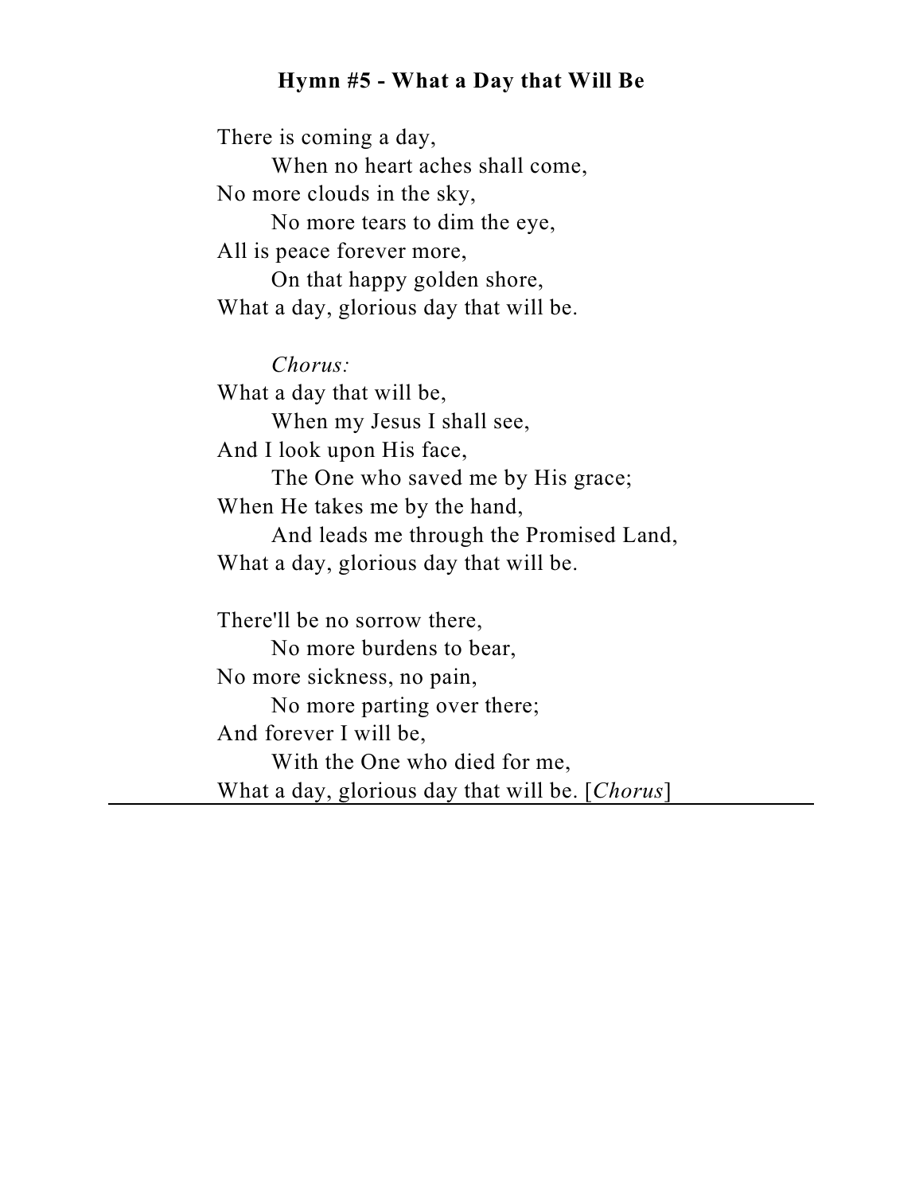**Hymn #5 - What a Day that Will Be**

There is coming a day,  
When no heart aches shall come,  
No more clouds in the sky,  
No more tears to dim the eye,  
All is peace forever more,  
On that happy golden shore,  
What a day, glorious day that will be.

*Chorus:*  
What a day that will be,  
When my Jesus I shall see,  
And I look upon His face,  
The One who saved me by His grace;  
When He takes me by the hand,  
And leads me through the Promised Land,  
What a day, glorious day that will be.

There'll be no sorrow there,  
No more burdens to bear,  
No more sickness, no pain,  
No more parting over there;  
And forever I will be,  
With the One who died for me,  
What a day, glorious day that will be. [*Chorus*]

---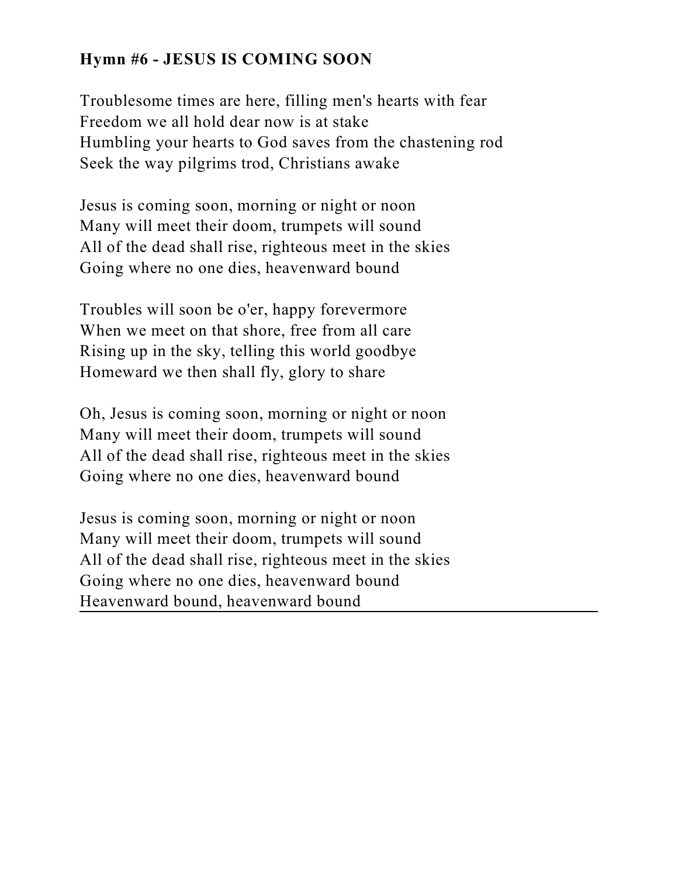**Hymn #6 - JESUS IS COMING SOON**

Troublesome times are here, filling men's hearts with fear
Freedom we all hold dear now is at stake
Humbling your hearts to God saves from the chastening rod
Seek the way pilgrims trod, Christians awake

Jesus is coming soon, morning or night or noon
Many will meet their doom, trumpets will sound
All of the dead shall rise, righteous meet in the skies
Going where no one dies, heavenward bound

Troubles will soon be o'er, happy forevermore
When we meet on that shore, free from all care
Rising up in the sky, telling this world goodbye
Homeward we then shall fly, glory to share

Oh, Jesus is coming soon, morning or night or noon
Many will meet their doom, trumpets will sound
All of the dead shall rise, righteous meet in the skies
Going where no one dies, heavenward bound

Jesus is coming soon, morning or night or noon
Many will meet their doom, trumpets will sound
All of the dead shall rise, righteous meet in the skies
Going where no one dies, heavenward bound
Heavenward bound, heavenward bound

---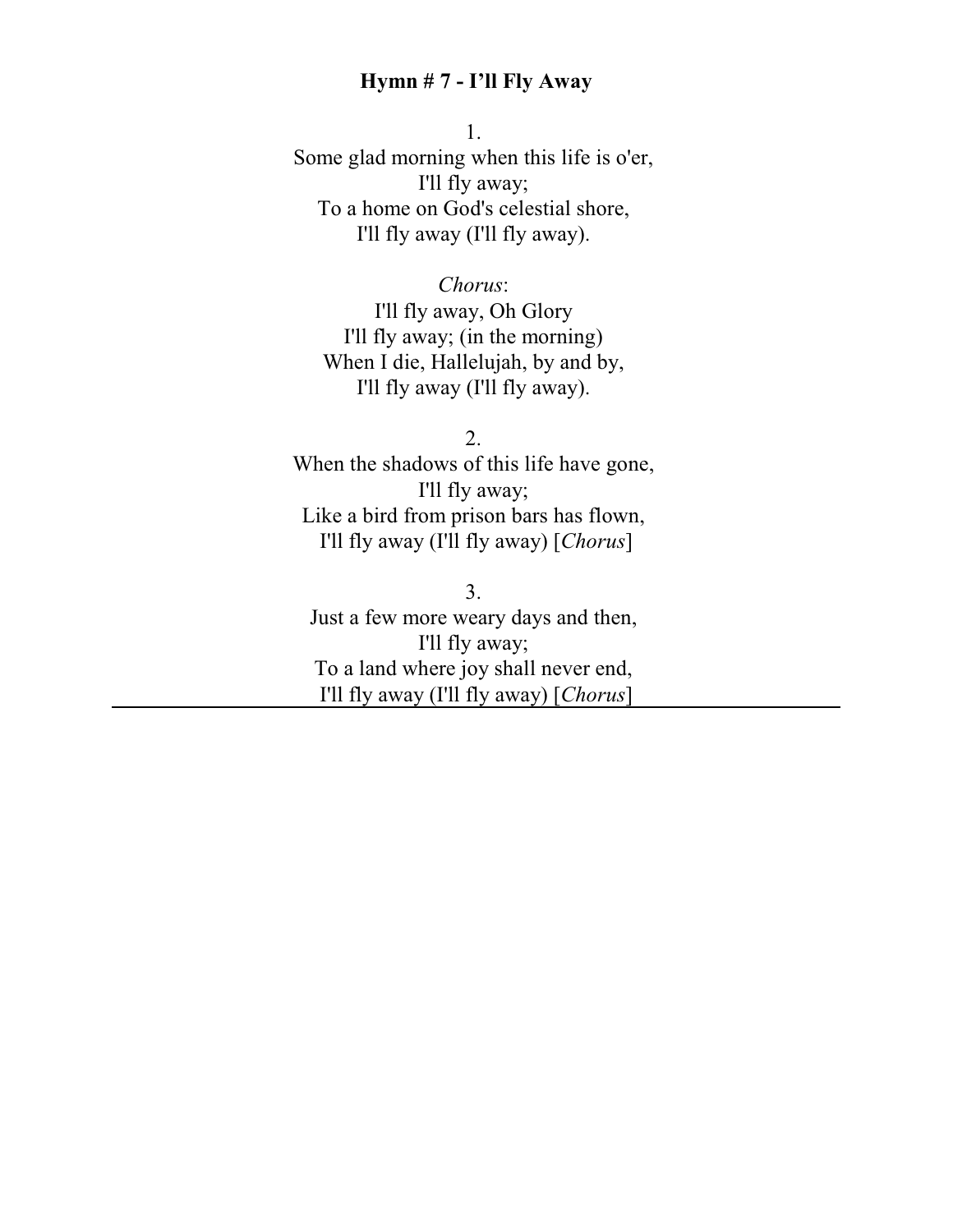**Hymn # 7 - I'll Fly Away**

1.
Some glad morning when this life is o'er,
I'll fly away;
To a home on God's celestial shore,
I'll fly away (I'll fly away).

*Chorus*:
I'll fly away, Oh Glory
I'll fly away; (in the morning)
When I die, Hallelujah, by and by,
I'll fly away (I'll fly away).

2.
When the shadows of this life have gone,
I'll fly away;
Like a bird from prison bars has flown,
I'll fly away (I'll fly away) [*Chorus*]

3.
Just a few more weary days and then,
I'll fly away;
To a land where joy shall never end,
I'll fly away (I'll fly away) [*Chorus*]

---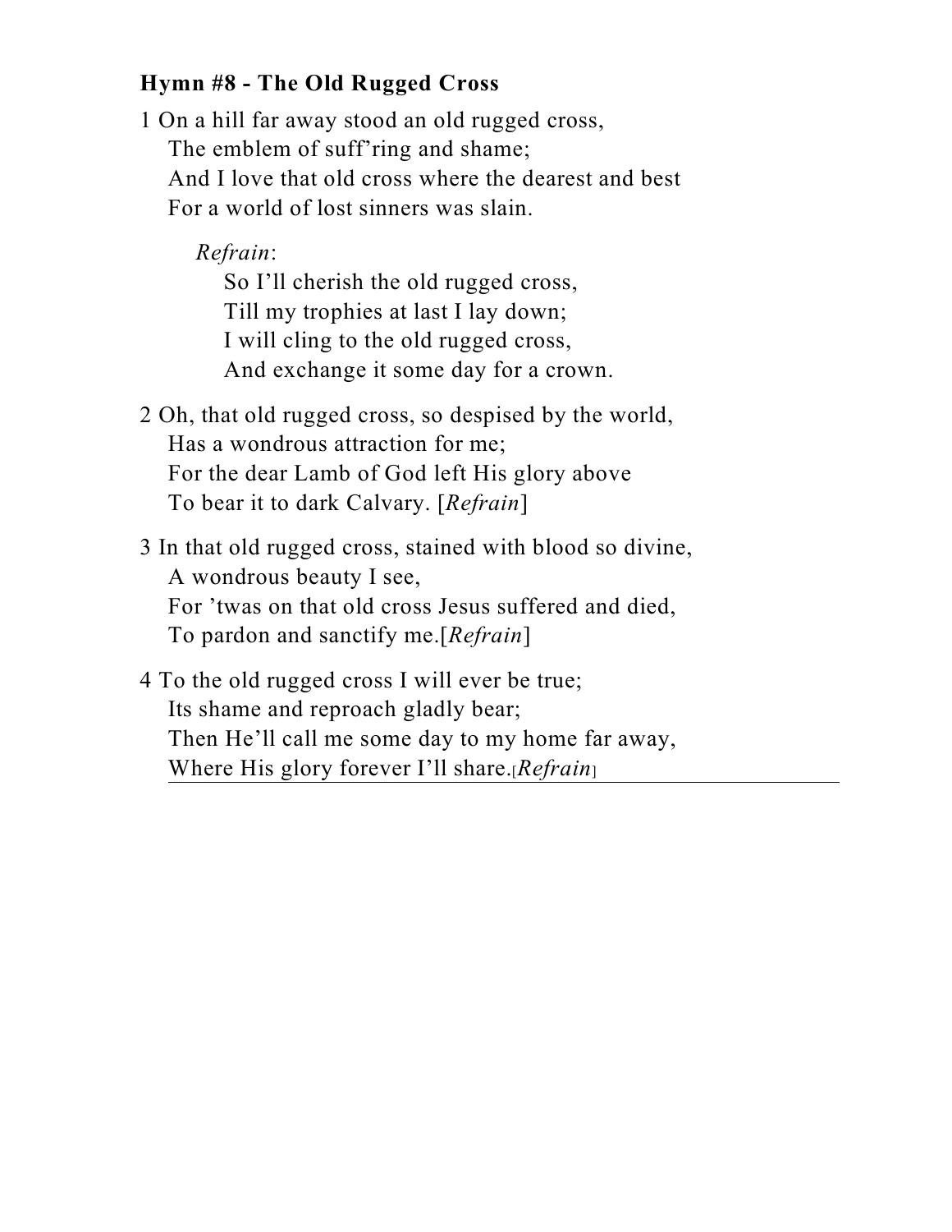**Hymn #8 - The Old Rugged Cross**

1 On a hill far away stood an old rugged cross,  
The emblem of suff'ring and shame;  
And I love that old cross where the dearest and best  
For a world of lost sinners was slain.

*Refrain*:  
So I'll cherish the old rugged cross,  
Till my trophies at last I lay down;  
I will cling to the old rugged cross,  
And exchange it some day for a crown.

2 Oh, that old rugged cross, so despised by the world,  
Has a wondrous attraction for me;  
For the dear Lamb of God left His glory above  
To bear it to dark Calvary. [*Refrain*]

3 In that old rugged cross, stained with blood so divine,  
A wondrous beauty I see,  
For 'twas on that old cross Jesus suffered and died,  
To pardon and sanctify me.[*Refrain*]

4 To the old rugged cross I will ever be true;  
Its shame and reproach gladly bear;  
Then He'll call me some day to my home far away,  
Where His glory forever I'll share.[*Refrain*]